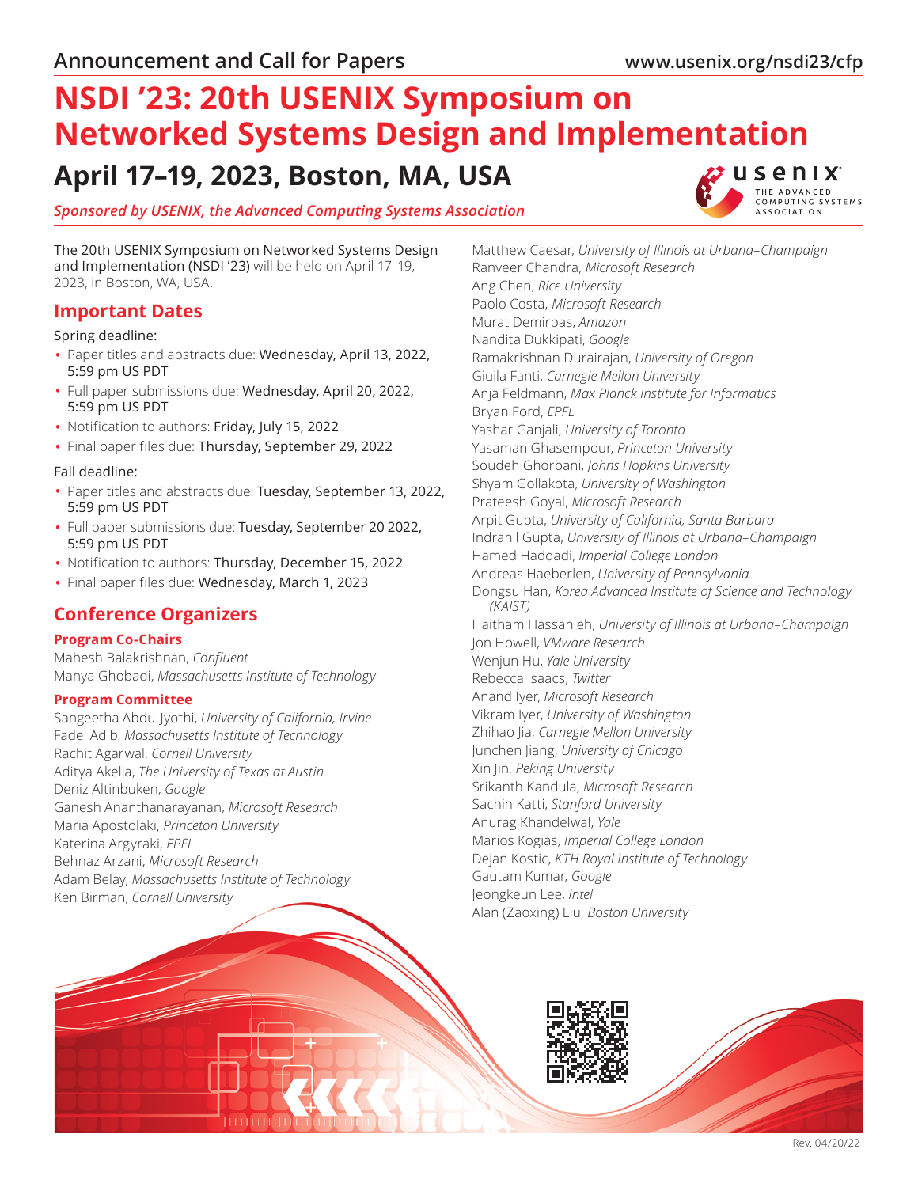Announcement and Call for Papers

www.usenix.org/nsdi23/cfp

# NSDI '23: 20th USENIX Symposium on Networked Systems Design and Implementation

## April 17–19, 2023, Boston, MA, USA

*Sponsored by USENIX, the Advanced Computing Systems Association*

The 20th USENIX Symposium on Networked Systems Design and Implementation (NSDI '23) will be held on April 17–19, 2023, in Boston, WA, USA.

## Important Dates

Spring deadline:

- Paper titles and abstracts due: Wednesday, April 13, 2022, 5:59 pm US PDT
- Full paper submissions due: Wednesday, April 20, 2022, 5:59 pm US PDT
- Notification to authors: Friday, July 15, 2022
- Final paper files due: Thursday, September 29, 2022

Fall deadline:

- Paper titles and abstracts due: Tuesday, September 13, 2022, 5:59 pm US PDT
- Full paper submissions due: Tuesday, September 20 2022, 5:59 pm US PDT
- Notification to authors: Thursday, December 15, 2022
- Final paper files due: Wednesday, March 1, 2023

## Conference Organizers

### Program Co-Chairs

Mahesh Balakrishnan, *Confluent*
Manya Ghobadi, *Massachusetts Institute of Technology*

### Program Committee

Sangeetha Abdu-Jyothi, *University of California, Irvine*
Fadel Adib, *Massachusetts Institute of Technology*
Rachit Agarwal, *Cornell University*
Aditya Akella, *The University of Texas at Austin*
Deniz Altinbuken, *Google*
Ganesh Ananthanarayanan, *Microsoft Research*
Maria Apostolaki, *Princeton University*
Katerina Argyraki, *EPFL*
Behnaz Arzani, *Microsoft Research*
Adam Belay, *Massachusetts Institute of Technology*
Ken Birman, *Cornell University*
Matthew Caesar, *University of Illinois at Urbana–Champaign*
Ranveer Chandra, *Microsoft Research*
Ang Chen, *Rice University*
Paolo Costa, *Microsoft Research*
Murat Demirbas, *Amazon*
Nandita Dukkipati, *Google*
Ramakrishnan Durairajan, *University of Oregon*
Giuila Fanti, *Carnegie Mellon University*
Anja Feldmann, *Max Planck Institute for Informatics*
Bryan Ford, *EPFL*
Yashar Ganjali, *University of Toronto*
Yasaman Ghasempour, *Princeton University*
Soudeh Ghorbani, *Johns Hopkins University*
Shyam Gollakota, *University of Washington*
Prateesh Goyal, *Microsoft Research*
Arpit Gupta, *University of California, Santa Barbara*
Indranil Gupta, *University of Illinois at Urbana–Champaign*
Hamed Haddadi, *Imperial College London*
Andreas Haeberlen, *University of Pennsylvania*
Dongsu Han, *Korea Advanced Institute of Science and Technology (KAIST)*
Haitham Hassanieh, *University of Illinois at Urbana–Champaign*
Jon Howell, *VMware Research*
Wenjun Hu, *Yale University*
Rebecca Isaacs, *Twitter*
Anand Iyer, *Microsoft Research*
Vikram Iyer, *University of Washington*
Zhihao Jia, *Carnegie Mellon University*
Junchen Jiang, *University of Chicago*
Xin Jin, *Peking University*
Srikanth Kandula, *Microsoft Research*
Sachin Katti, *Stanford University*
Anurag Khandelwal, *Yale*
Marios Kogias, *Imperial College London*
Dejan Kostic, *KTH Royal Institute of Technology*
Gautam Kumar, *Google*
Jeongkeun Lee, *Intel*
Alan (Zaoxing) Liu, *Boston University*

Rev. 04/20/22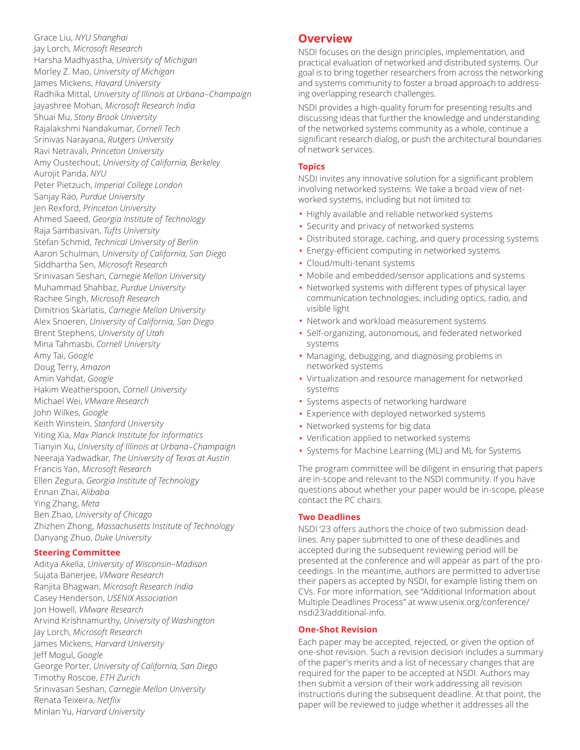Grace Liu, *NYU Shanghai*
Jay Lorch, *Microsoft Research*
Harsha Madhyastha, *University of Michigan*
Morley Z. Mao, *University of Michigan*
James Mickens, *Havard University*
Radhika Mittal, *University of Illinois at Urbana–Champaign*
Jayashree Mohan, *Microsoft Research India*
Shuai Mu, *Stony Brook University*
Rajalakshmi Nandakumar, *Cornell Tech*
Srinivas Narayana, *Rutgers University*
Ravi Netravali, *Princeton University*
Amy Ousterhout, *University of California, Berkeley*
Aurojit Panda, *NYU*
Peter Pietzuch, *Imperial College London*
Sanjay Rao, *Purdue University*
Jen Rexford, *Princeton University*
Ahmed Saeed, *Georgia Institute of Technology*
Raja Sambasivan, *Tufts University*
Stefan Schmid, *Technical University of Berlin*
Aaron Schulman, *University of California, San Diego*
Siddhartha Sen, *Microsoft Research*
Srinivasan Seshan, *Carnegie Mellon University*
Muhammad Shahbaz, *Purdue University*
Rachee Singh, *Microsoft Research*
Dimitrios Skarlatis, *Carnegie Mellon University*
Alex Snoeren, *University of California, San Diego*
Brent Stephens, *University of Utah*
Mina Tahmasbi, *Cornell University*
Amy Tai, *Google*
Doug Terry, *Amazon*
Amin Vahdat, *Google*
Hakim Weatherspoon, *Cornell University*
Michael Wei, *VMware Research*
John Wilkes, *Google*
Keith Winstein, *Stanford University*
Yiting Xia, *Max Planck Institute for Informatics*
Tianyin Xu, *University of Illinois at Urbana–Champaign*
Neeraja Yadwadkar, *The University of Texas at Austin*
Francis Yan, *Microsoft Research*
Ellen Zegura, *Georgia Institute of Technology*
Ennan Zhai, *Alibaba*
Ying Zhang, *Meta*
Ben Zhao, *University of Chicago*
Zhizhen Zhong, *Massachusetts Institute of Technology*
Danyang Zhuo, *Duke University*

### Steering Committee

Aditya Akella, *University of Wisconsin–Madison*
Sujata Banerjee, *VMware Research*
Ranjita Bhagwan, *Microsoft Research India*
Casey Henderson, *USENIX Association*
Jon Howell, *VMware Research*
Arvind Krishnamurthy, *University of Washington*
Jay Lorch, *Microsoft Research*
James Mickens, *Harvard University*
Jeff Mogul, *Google*
George Porter, *University of California, San Diego*
Timothy Roscoe, *ETH Zurich*
Srinivasan Seshan, *Carnegie Mellon University*
Renata Teixeira, *Netflix*
Minlan Yu, *Harvard University*

## Overview

NSDI focuses on the design principles, implementation, and practical evaluation of networked and distributed systems. Our goal is to bring together researchers from across the networking and systems community to foster a broad approach to addressing overlapping research challenges.

NSDI provides a high-quality forum for presenting results and discussing ideas that further the knowledge and understanding of the networked systems community as a whole, continue a significant research dialog, or push the architectural boundaries of network services.

### Topics

NSDI invites any innovative solution for a significant problem involving networked systems. We take a broad view of networked systems, including but not limited to:

- Highly available and reliable networked systems
- Security and privacy of networked systems
- Distributed storage, caching, and query processing systems
- Energy-efficient computing in networked systems
- Cloud/multi-tenant systems
- Mobile and embedded/sensor applications and systems
- Networked systems with different types of physical layer communication technologies, including optics, radio, and visible light
- Network and workload measurement systems
- Self-organizing, autonomous, and federated networked systems
- Managing, debugging, and diagnosing problems in networked systems
- Virtualization and resource management for networked systems
- Systems aspects of networking hardware
- Experience with deployed networked systems
- Networked systems for big data
- Verification applied to networked systems
- Systems for Machine Learning (ML) and ML for Systems

The program committee will be diligent in ensuring that papers are in-scope and relevant to the NSDI community. If you have questions about whether your paper would be in-scope, please contact the PC chairs.

### Two Deadlines

NSDI '23 offers authors the choice of two submission deadlines. Any paper submitted to one of these deadlines and accepted during the subsequent reviewing period will be presented at the conference and will appear as part of the proceedings. In the meantime, authors are permitted to advertise their papers as accepted by NSDI, for example listing them on CVs. For more information, see "Additional Information about Multiple Deadlines Process" at www.usenix.org/conference/nsdi23/additional-info.

### One-Shot Revision

Each paper may be accepted, rejected, or given the option of one-shot revision. Such a revision decision includes a summary of the paper's merits and a list of necessary changes that are required for the paper to be accepted at NSDI. Authors may then submit a version of their work addressing all revision instructions during the subsequent deadline. At that point, the paper will be reviewed to judge whether it addresses all the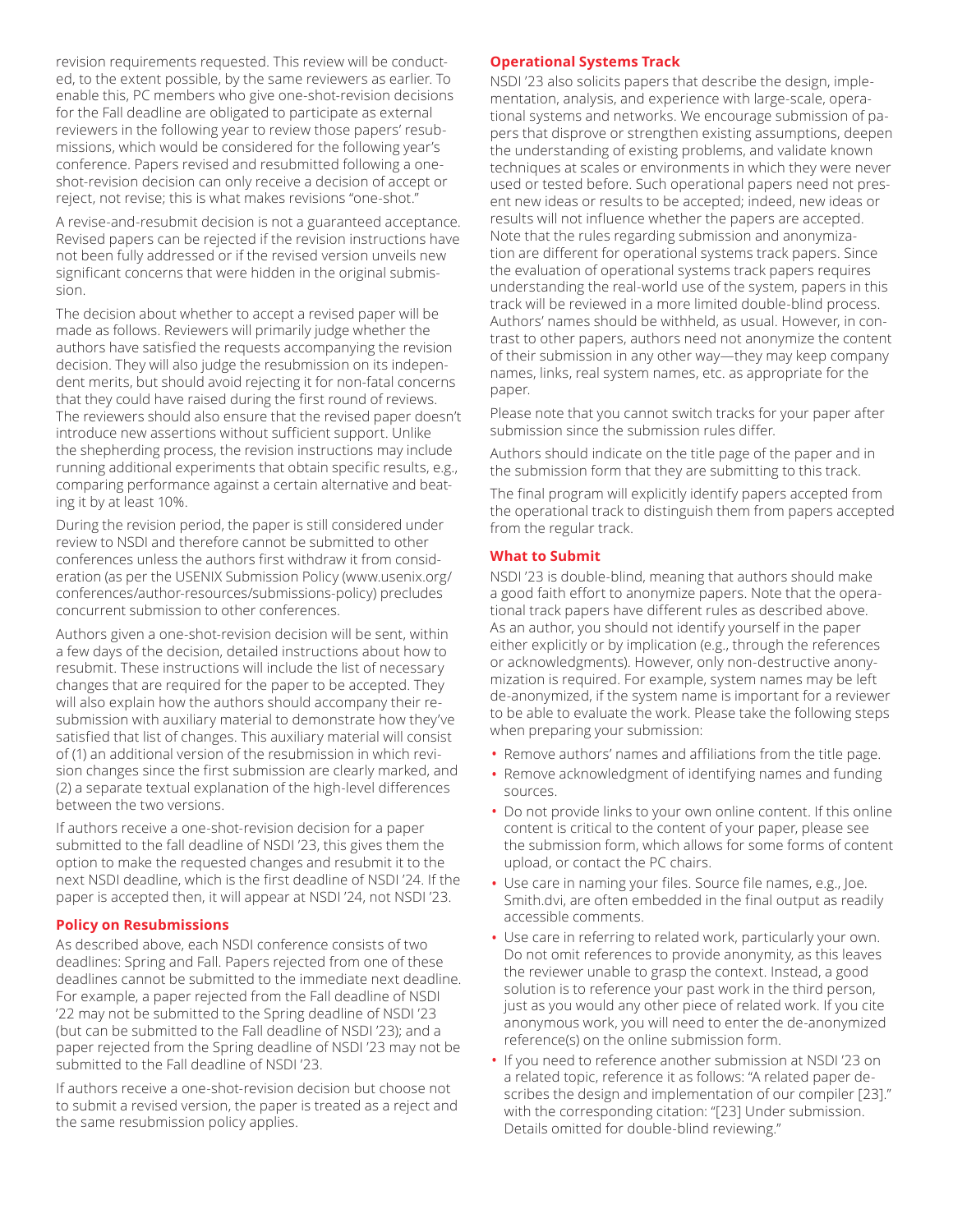revision requirements requested. This review will be conducted, to the extent possible, by the same reviewers as earlier. To enable this, PC members who give one-shot-revision decisions for the Fall deadline are obligated to participate as external reviewers in the following year to review those papers' resubmissions, which would be considered for the following year's conference. Papers revised and resubmitted following a one-shot-revision decision can only receive a decision of accept or reject, not revise; this is what makes revisions "one-shot."

A revise-and-resubmit decision is not a guaranteed acceptance. Revised papers can be rejected if the revision instructions have not been fully addressed or if the revised version unveils new significant concerns that were hidden in the original submission.

The decision about whether to accept a revised paper will be made as follows. Reviewers will primarily judge whether the authors have satisfied the requests accompanying the revision decision. They will also judge the resubmission on its independent merits, but should avoid rejecting it for non-fatal concerns that they could have raised during the first round of reviews. The reviewers should also ensure that the revised paper doesn't introduce new assertions without sufficient support. Unlike the shepherding process, the revision instructions may include running additional experiments that obtain specific results, e.g., comparing performance against a certain alternative and beating it by at least 10%.

During the revision period, the paper is still considered under review to NSDI and therefore cannot be submitted to other conferences unless the authors first withdraw it from consideration (as per the USENIX Submission Policy (www.usenix.org/conferences/author-resources/submissions-policy) precludes concurrent submission to other conferences.

Authors given a one-shot-revision decision will be sent, within a few days of the decision, detailed instructions about how to resubmit. These instructions will include the list of necessary changes that are required for the paper to be accepted. They will also explain how the authors should accompany their resubmission with auxiliary material to demonstrate how they've satisfied that list of changes. This auxiliary material will consist of (1) an additional version of the resubmission in which revision changes since the first submission are clearly marked, and (2) a separate textual explanation of the high-level differences between the two versions.

If authors receive a one-shot-revision decision for a paper submitted to the fall deadline of NSDI '23, this gives them the option to make the requested changes and resubmit it to the next NSDI deadline, which is the first deadline of NSDI '24. If the paper is accepted then, it will appear at NSDI '24, not NSDI '23.

### Policy on Resubmissions

As described above, each NSDI conference consists of two deadlines: Spring and Fall. Papers rejected from one of these deadlines cannot be submitted to the immediate next deadline. For example, a paper rejected from the Fall deadline of NSDI '22 may not be submitted to the Spring deadline of NSDI '23 (but can be submitted to the Fall deadline of NSDI '23); and a paper rejected from the Spring deadline of NSDI '23 may not be submitted to the Fall deadline of NSDI '23.

If authors receive a one-shot-revision decision but choose not to submit a revised version, the paper is treated as a reject and the same resubmission policy applies.

### Operational Systems Track

NSDI '23 also solicits papers that describe the design, implementation, analysis, and experience with large-scale, operational systems and networks. We encourage submission of papers that disprove or strengthen existing assumptions, deepen the understanding of existing problems, and validate known techniques at scales or environments in which they were never used or tested before. Such operational papers need not present new ideas or results to be accepted; indeed, new ideas or results will not influence whether the papers are accepted. Note that the rules regarding submission and anonymization are different for operational systems track papers. Since the evaluation of operational systems track papers requires understanding the real-world use of the system, papers in this track will be reviewed in a more limited double-blind process. Authors' names should be withheld, as usual. However, in contrast to other papers, authors need not anonymize the content of their submission in any other way—they may keep company names, links, real system names, etc. as appropriate for the paper.

Please note that you cannot switch tracks for your paper after submission since the submission rules differ.

Authors should indicate on the title page of the paper and in the submission form that they are submitting to this track.

The final program will explicitly identify papers accepted from the operational track to distinguish them from papers accepted from the regular track.

### What to Submit

NSDI '23 is double-blind, meaning that authors should make a good faith effort to anonymize papers. Note that the operational track papers have different rules as described above. As an author, you should not identify yourself in the paper either explicitly or by implication (e.g., through the references or acknowledgments). However, only non-destructive anonymization is required. For example, system names may be left de-anonymized, if the system name is important for a reviewer to be able to evaluate the work. Please take the following steps when preparing your submission:

- Remove authors' names and affiliations from the title page.
- Remove acknowledgment of identifying names and funding sources.
- Do not provide links to your own online content. If this online content is critical to the content of your paper, please see the submission form, which allows for some forms of content upload, or contact the PC chairs.
- Use care in naming your files. Source file names, e.g., Joe.Smith.dvi, are often embedded in the final output as readily accessible comments.
- Use care in referring to related work, particularly your own. Do not omit references to provide anonymity, as this leaves the reviewer unable to grasp the context. Instead, a good solution is to reference your past work in the third person, just as you would any other piece of related work. If you cite anonymous work, you will need to enter the de-anonymized reference(s) on the online submission form.
- If you need to reference another submission at NSDI '23 on a related topic, reference it as follows: "A related paper describes the design and implementation of our compiler [23]." with the corresponding citation: "[23] Under submission. Details omitted for double-blind reviewing."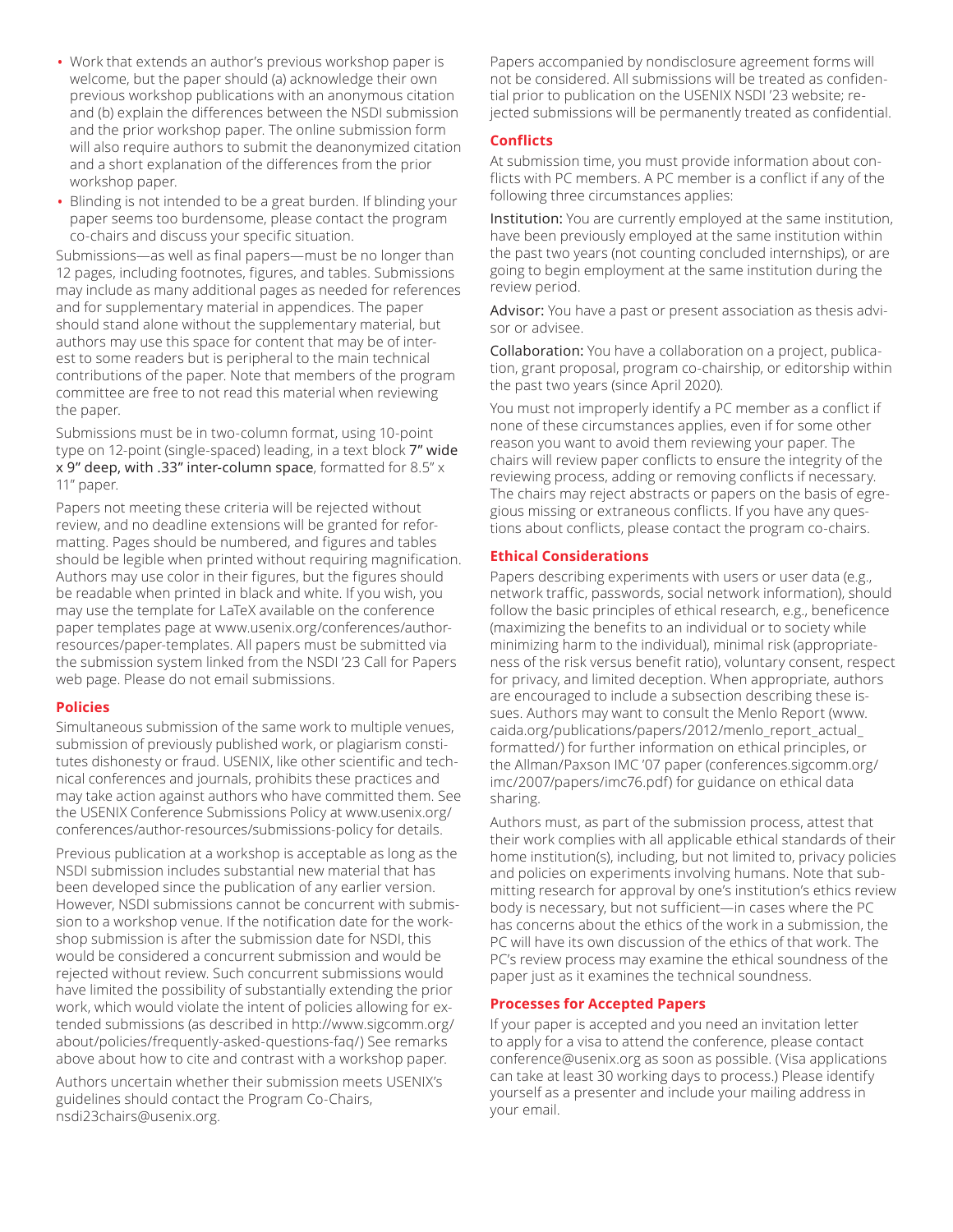- Work that extends an author's previous workshop paper is welcome, but the paper should (a) acknowledge their own previous workshop publications with an anonymous citation and (b) explain the differences between the NSDI submission and the prior workshop paper. The online submission form will also require authors to submit the deanonymized citation and a short explanation of the differences from the prior workshop paper.
- Blinding is not intended to be a great burden. If blinding your paper seems too burdensome, please contact the program co-chairs and discuss your specific situation.

Submissions—as well as final papers—must be no longer than 12 pages, including footnotes, figures, and tables. Submissions may include as many additional pages as needed for references and for supplementary material in appendices. The paper should stand alone without the supplementary material, but authors may use this space for content that may be of interest to some readers but is peripheral to the main technical contributions of the paper. Note that members of the program committee are free to not read this material when reviewing the paper.

Submissions must be in two-column format, using 10-point type on 12-point (single-spaced) leading, in a text block 7" wide x 9" deep, with .33" inter-column space, formatted for 8.5" x 11" paper.

Papers not meeting these criteria will be rejected without review, and no deadline extensions will be granted for reformatting. Pages should be numbered, and figures and tables should be legible when printed without requiring magnification. Authors may use color in their figures, but the figures should be readable when printed in black and white. If you wish, you may use the template for LaTeX available on the conference paper templates page at www.usenix.org/conferences/author-resources/paper-templates. All papers must be submitted via the submission system linked from the NSDI '23 Call for Papers web page. Please do not email submissions.

### Policies

Simultaneous submission of the same work to multiple venues, submission of previously published work, or plagiarism constitutes dishonesty or fraud. USENIX, like other scientific and technical conferences and journals, prohibits these practices and may take action against authors who have committed them. See the USENIX Conference Submissions Policy at www.usenix.org/conferences/author-resources/submissions-policy for details.

Previous publication at a workshop is acceptable as long as the NSDI submission includes substantial new material that has been developed since the publication of any earlier version. However, NSDI submissions cannot be concurrent with submission to a workshop venue. If the notification date for the workshop submission is after the submission date for NSDI, this would be considered a concurrent submission and would be rejected without review. Such concurrent submissions would have limited the possibility of substantially extending the prior work, which would violate the intent of policies allowing for extended submissions (as described in http://www.sigcomm.org/about/policies/frequently-asked-questions-faq/) See remarks above about how to cite and contrast with a workshop paper.

Authors uncertain whether their submission meets USENIX's guidelines should contact the Program Co-Chairs, nsdi23chairs@usenix.org.

Papers accompanied by nondisclosure agreement forms will not be considered. All submissions will be treated as confidential prior to publication on the USENIX NSDI '23 website; rejected submissions will be permanently treated as confidential.

### Conflicts

At submission time, you must provide information about conflicts with PC members. A PC member is a conflict if any of the following three circumstances applies:

Institution: You are currently employed at the same institution, have been previously employed at the same institution within the past two years (not counting concluded internships), or are going to begin employment at the same institution during the review period.

Advisor: You have a past or present association as thesis advisor or advisee.

Collaboration: You have a collaboration on a project, publication, grant proposal, program co-chairship, or editorship within the past two years (since April 2020).

You must not improperly identify a PC member as a conflict if none of these circumstances applies, even if for some other reason you want to avoid them reviewing your paper. The chairs will review paper conflicts to ensure the integrity of the reviewing process, adding or removing conflicts if necessary. The chairs may reject abstracts or papers on the basis of egregious missing or extraneous conflicts. If you have any questions about conflicts, please contact the program co-chairs.

### Ethical Considerations

Papers describing experiments with users or user data (e.g., network traffic, passwords, social network information), should follow the basic principles of ethical research, e.g., beneficence (maximizing the benefits to an individual or to society while minimizing harm to the individual), minimal risk (appropriateness of the risk versus benefit ratio), voluntary consent, respect for privacy, and limited deception. When appropriate, authors are encouraged to include a subsection describing these issues. Authors may want to consult the Menlo Report (www.caida.org/publications/papers/2012/menlo_report_actual_formatted/) for further information on ethical principles, or the Allman/Paxson IMC '07 paper (conferences.sigcomm.org/imc/2007/papers/imc76.pdf) for guidance on ethical data sharing.

Authors must, as part of the submission process, attest that their work complies with all applicable ethical standards of their home institution(s), including, but not limited to, privacy policies and policies on experiments involving humans. Note that submitting research for approval by one's institution's ethics review body is necessary, but not sufficient—in cases where the PC has concerns about the ethics of the work in a submission, the PC will have its own discussion of the ethics of that work. The PC's review process may examine the ethical soundness of the paper just as it examines the technical soundness.

### Processes for Accepted Papers

If your paper is accepted and you need an invitation letter to apply for a visa to attend the conference, please contact conference@usenix.org as soon as possible. (Visa applications can take at least 30 working days to process.) Please identify yourself as a presenter and include your mailing address in your email.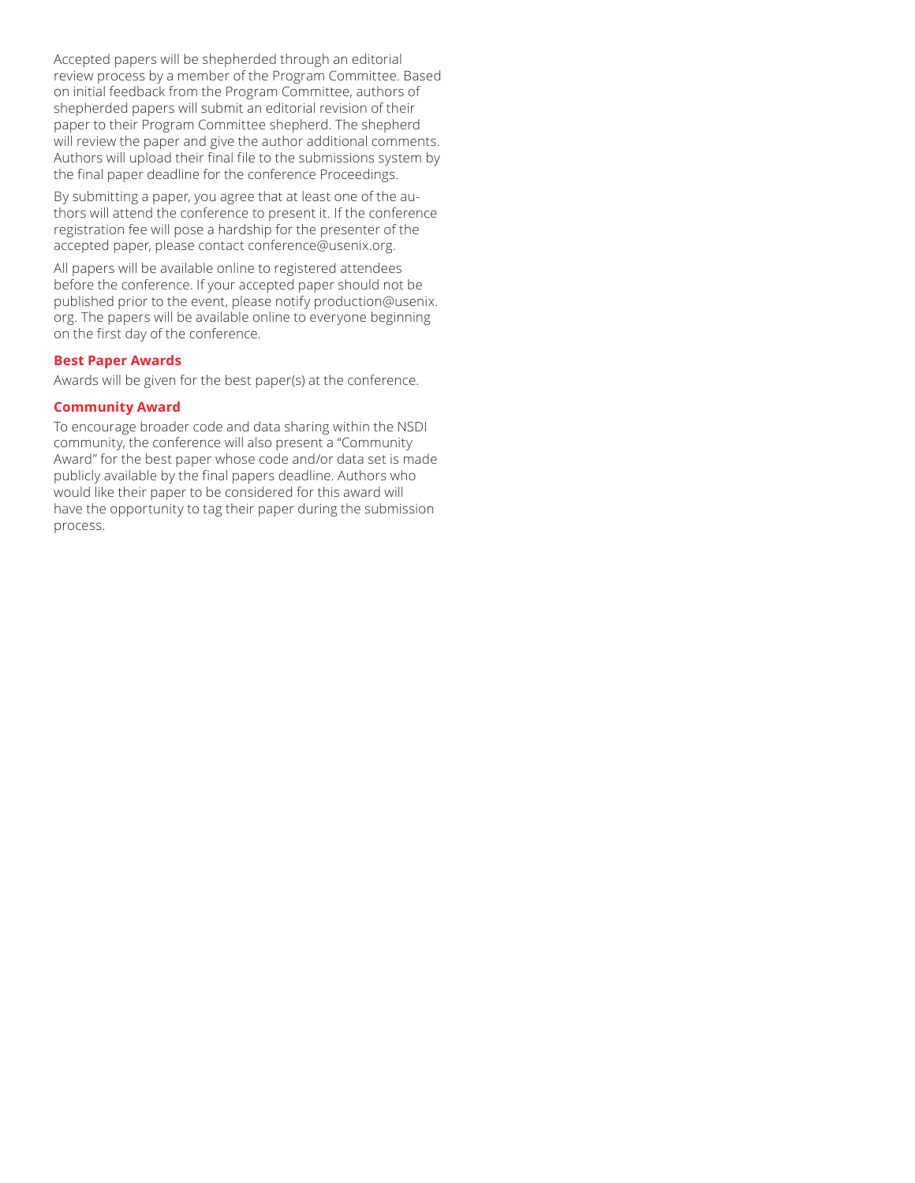Accepted papers will be shepherded through an editorial review process by a member of the Program Committee. Based on initial feedback from the Program Committee, authors of shepherded papers will submit an editorial revision of their paper to their Program Committee shepherd. The shepherd will review the paper and give the author additional comments. Authors will upload their final file to the submissions system by the final paper deadline for the conference Proceedings.

By submitting a paper, you agree that at least one of the authors will attend the conference to present it. If the conference registration fee will pose a hardship for the presenter of the accepted paper, please contact conference@usenix.org.

All papers will be available online to registered attendees before the conference. If your accepted paper should not be published prior to the event, please notify production@usenix.org. The papers will be available online to everyone beginning on the first day of the conference.

### Best Paper Awards

Awards will be given for the best paper(s) at the conference.

### Community Award

To encourage broader code and data sharing within the NSDI community, the conference will also present a "Community Award" for the best paper whose code and/or data set is made publicly available by the final papers deadline. Authors who would like their paper to be considered for this award will have the opportunity to tag their paper during the submission process.